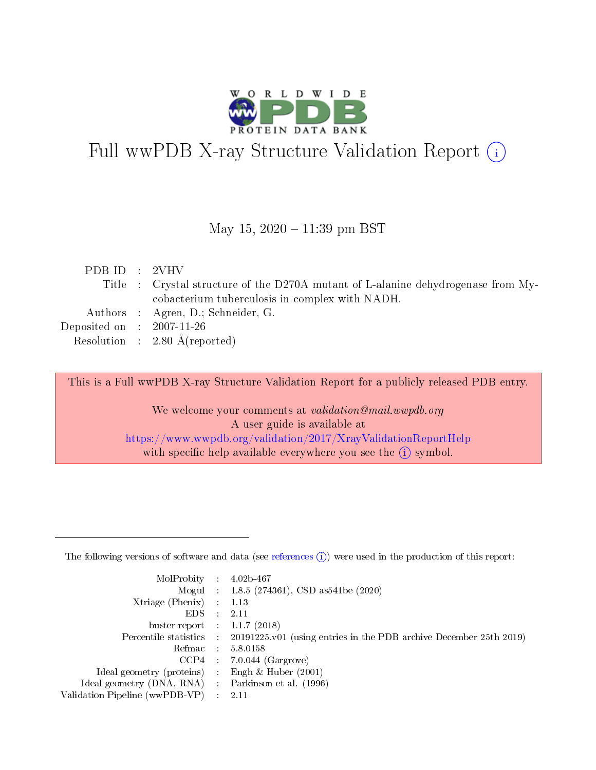# Full wwPDB X-ray Structure Validation Report (i)

May 15, 2020 – 11:39 pm BST

| | | |
|---|---|---|
| PDB ID | : | 2VHV |
| Title | : | Crystal structure of the D270A mutant of L-alanine dehydrogenase from Mycobacterium tuberculosis in complex with NADH. |
| Authors | : | Agren, D.; Schneider, G. |
| Deposited on | : | 2007-11-26 |
| Resolution | : | 2.80 Å(reported) |

This is a Full wwPDB X-ray Structure Validation Report for a publicly released PDB entry.

We welcome your comments at *validation@mail.wwpdb.org*
A user guide is available at
https://www.wwpdb.org/validation/2017/XrayValidationReportHelp
with specific help available everywhere you see the (i) symbol.

The following versions of software and data (see references (i)) were used in the production of this report:

| | | |
|---|---|---|
| MolProbity | : | 4.02b-467 |
| Mogul | : | 1.8.5 (274361), CSD as541be (2020) |
| Xtriage (Phenix) | : | 1.13 |
| EDS | : | 2.11 |
| buster-report | : | 1.1.7 (2018) |
| Percentile statistics | : | 20191225.v01 (using entries in the PDB archive December 25th 2019) |
| Refmac | : | 5.8.0158 |
| CCP4 | : | 7.0.044 (Gargrove) |
| Ideal geometry (proteins) | : | Engh & Huber (2001) |
| Ideal geometry (DNA, RNA) | : | Parkinson et al. (1996) |
| Validation Pipeline (wwPDB-VP) | : | 2.11 |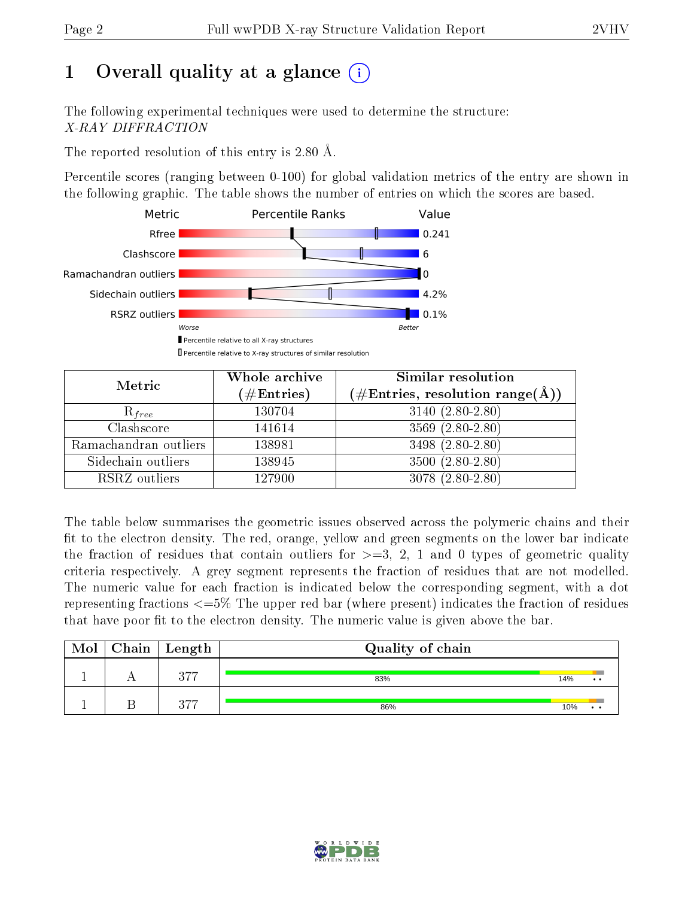# 1 Overall quality at a glance (i)

The following experimental techniques were used to determine the structure:
*X-RAY DIFFRACTION*

The reported resolution of this entry is 2.80 Å.

Percentile scores (ranging between 0-100) for global validation metrics of the entry are shown in the following graphic. The table shows the number of entries on which the scores are based.

| Metric | Value |
| --- | --- |
| Rfree | 0.241 |
| Clashscore | 6 |
| Ramachandran outliers | 0 |
| Sidechain outliers | 4.2% |
| RSRZ outliers | 0.1% |

Worse — Better

▮ Percentile relative to all X-ray structures
▯ Percentile relative to X-ray structures of similar resolution

| Metric | Whole archive (#Entries) | Similar resolution (#Entries, resolution range(Å)) |
| --- | --- | --- |
| $R_{free}$ | 130704 | 3140 (2.80-2.80) |
| Clashscore | 141614 | 3569 (2.80-2.80) |
| Ramachandran outliers | 138981 | 3498 (2.80-2.80) |
| Sidechain outliers | 138945 | 3500 (2.80-2.80) |
| RSRZ outliers | 127900 | 3078 (2.80-2.80) |

The table below summarises the geometric issues observed across the polymeric chains and their fit to the electron density. The red, orange, yellow and green segments on the lower bar indicate the fraction of residues that contain outliers for >=3, 2, 1 and 0 types of geometric quality criteria respectively. A grey segment represents the fraction of residues that are not modelled. The numeric value for each fraction is indicated below the corresponding segment, with a dot representing fractions <=5% The upper red bar (where present) indicates the fraction of residues that have poor fit to the electron density. The numeric value is given above the bar.

| Mol | Chain | Length | Quality of chain |
| --- | --- | --- | --- |
| 1 | A | 377 | 83% · 14% · • • |
| 1 | B | 377 | 86% · 10% · • • |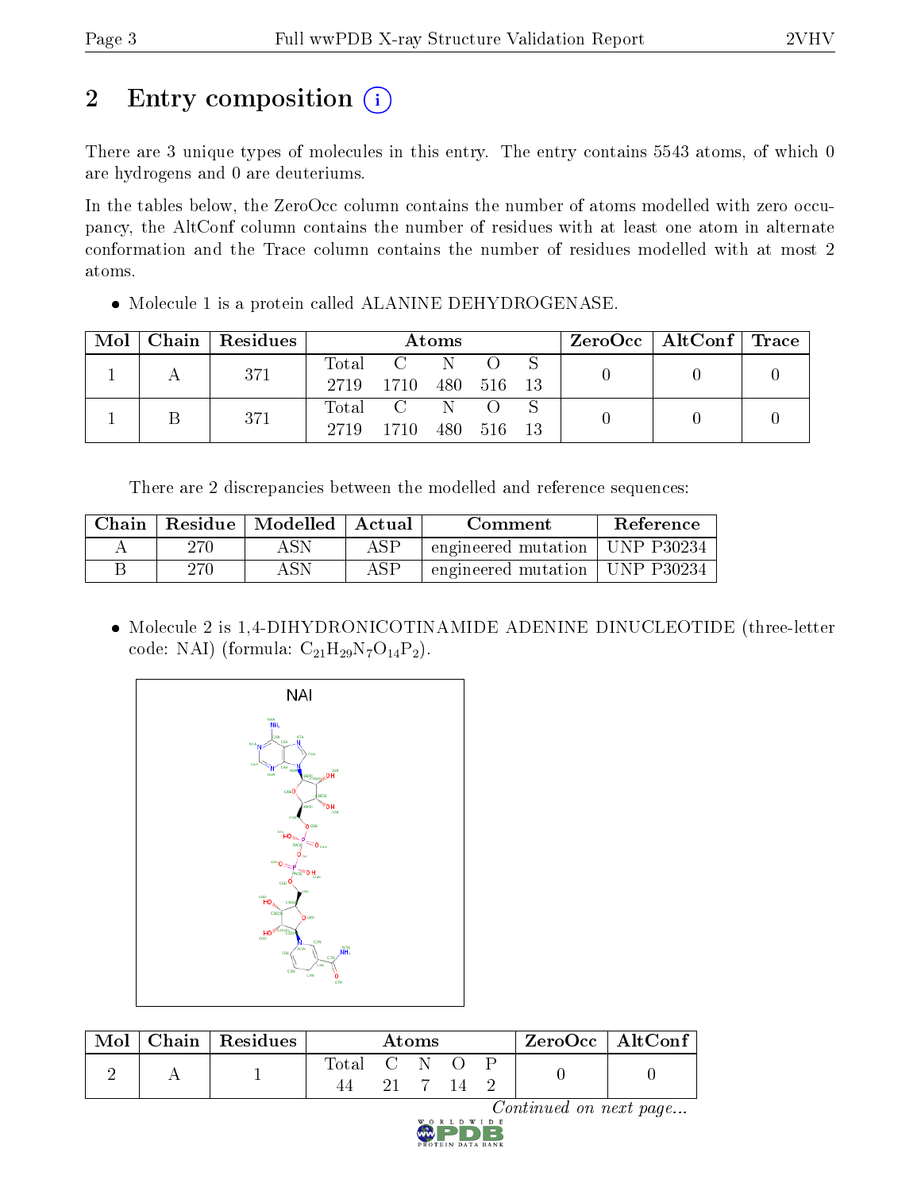# 2 Entry composition

There are 3 unique types of molecules in this entry. The entry contains 5543 atoms, of which 0 are hydrogens and 0 are deuteriums.

In the tables below, the ZeroOcc column contains the number of atoms modelled with zero occupancy, the AltConf column contains the number of residues with at least one atom in alternate conformation and the Trace column contains the number of residues modelled with at most 2 atoms.

- Molecule 1 is a protein called ALANINE DEHYDROGENASE.

| Mol | Chain | Residues | Atoms | | | | | ZeroOcc | AltConf | Trace |
|---|---|---|---|---|---|---|---|---|---|---|
| 1 | A | 371 | Total 2719 | C 1710 | N 480 | O 516 | S 13 | 0 | 0 | 0 |
| 1 | B | 371 | Total 2719 | C 1710 | N 480 | O 516 | S 13 | 0 | 0 | 0 |

There are 2 discrepancies between the modelled and reference sequences:

| Chain | Residue | Modelled | Actual | Comment | Reference |
|---|---|---|---|---|---|
| A | 270 | ASN | ASP | engineered mutation | UNP P30234 |
| B | 270 | ASN | ASP | engineered mutation | UNP P30234 |

- Molecule 2 is 1,4-DIHYDRONICOTINAMIDE ADENINE DINUCLEOTIDE (three-letter code: NAI) (formula: $C_{21}H_{29}N_7O_{14}P_2$).

| Mol | Chain | Residues | Atoms | | | | | ZeroOcc | AltConf |
|---|---|---|---|---|---|---|---|---|---|
| 2 | A | 1 | Total 44 | C 21 | N 7 | O 14 | P 2 | 0 | 0 |

*Continued on next page...*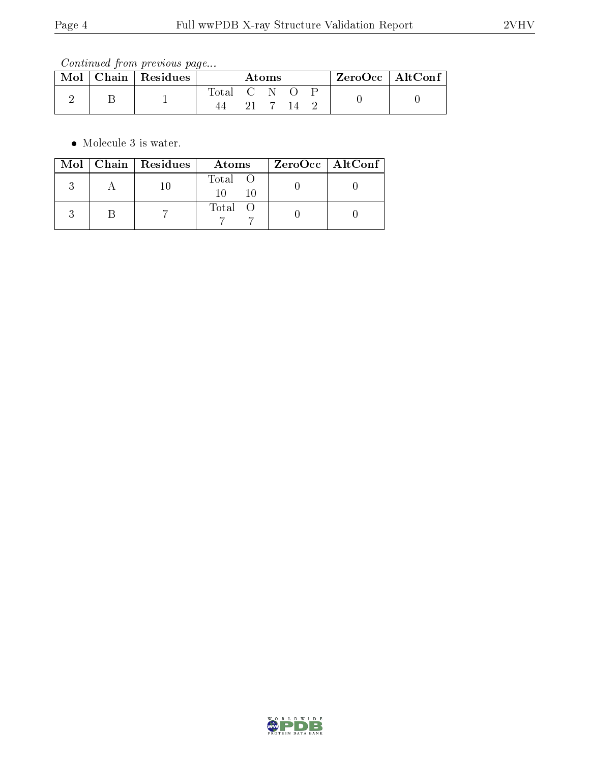*Continued from previous page...*

| Mol | Chain | Residues | Atoms | | | | | ZeroOcc | AltConf |
|---|---|---|---|---|---|---|---|---|---|
| | | | Total | C | N | O | P | | |
| 2 | B | 1 | 44 | 21 | 7 | 14 | 2 | 0 | 0 |

- Molecule 3 is water.

| Mol | Chain | Residues | Atoms | | ZeroOcc | AltConf |
|---|---|---|---|---|---|---|
| | | | Total | O | | |
| 3 | A | 10 | 10 | 10 | 0 | 0 |
| 3 | B | 7 | 7 | 7 | 0 | 0 |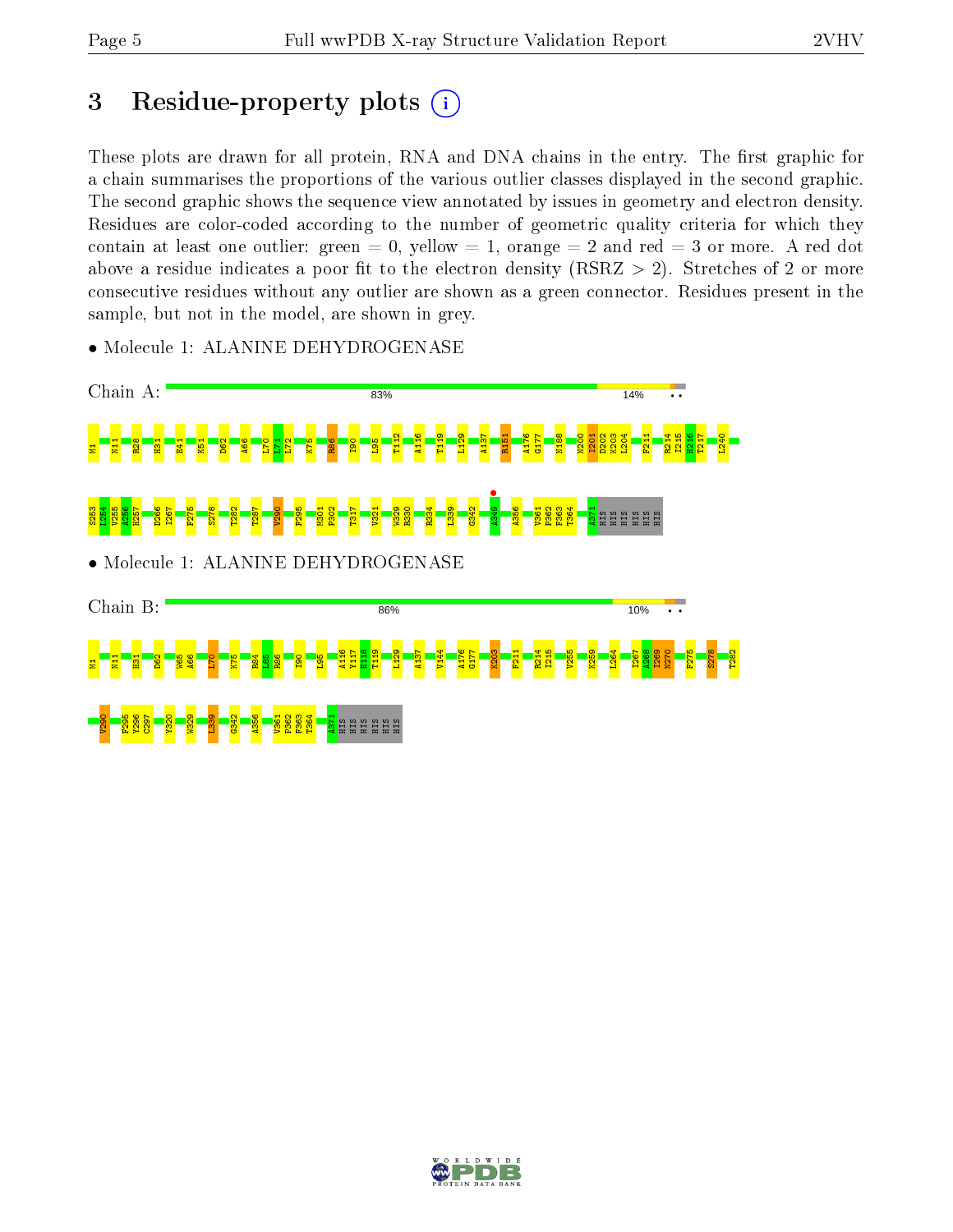# 3 Residue-property plots

These plots are drawn for all protein, RNA and DNA chains in the entry. The first graphic for a chain summarises the proportions of the various outlier classes displayed in the second graphic. The second graphic shows the sequence view annotated by issues in geometry and electron density. Residues are color-coded according to the number of geometric quality criteria for which they contain at least one outlier: green = 0, yellow = 1, orange = 2 and red = 3 or more. A red dot above a residue indicates a poor fit to the electron density (RSRZ > 2). Stretches of 2 or more consecutive residues without any outlier are shown as a green connector. Residues present in the sample, but not in the model, are shown in grey.

- Molecule 1: ALANINE DEHYDROGENASE

Chain A: 83% 14% • •

M1 N11 R28 H31 E41 K51 D62 A66 L70 L71 L72 K75 R86 I90 L95 T112 A116 T119 L129 A137 R151 A176 G177 N188 N200 I201 D202 K203 L204 F211 R214 I215 H216 T217 L240 S253 L254 V255 A256 H257 D266 I267 F275 S278 T282 T287 V290 F295 M301 P302 T317 V321 W329 R330 R334 L339 G342 A349 A356 V361 P362 F363 T364 A371 HIS HIS HIS HIS HIS HIS

- Molecule 1: ALANINE DEHYDROGENASE

Chain B: 86% 10% • •

M1 N11 H31 D62 W65 A66 L70 K75 R84 L85 R86 I90 L95 A116 Y117 E118 T119 L129 A137 V144 A176 G177 K203 F211 R214 I215 V255 K259 L264 I267 A268 I269 N270 F275 S278 T282 V290 F295 Y296 C297 Y320 W329 L339 G342 A356 V361 P362 F363 T364 A371 HIS HIS HIS HIS HIS HIS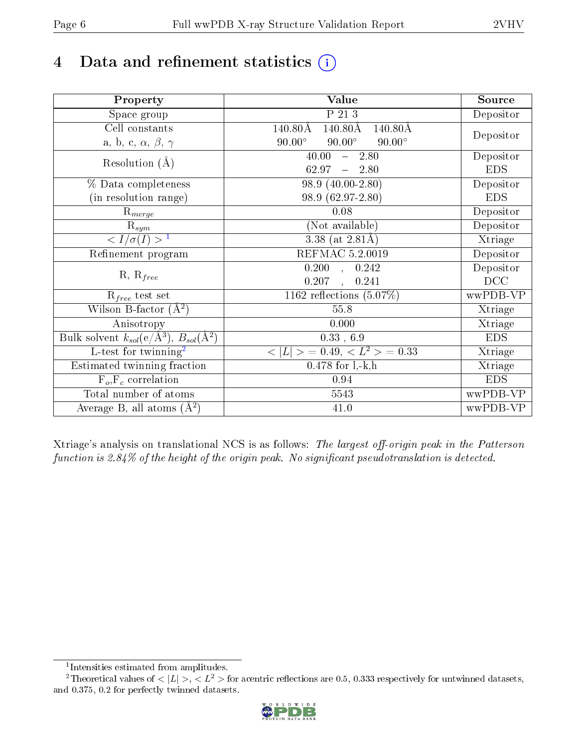# 4 Data and refinement statistics

| Property | Value | Source |
|---|---|---|
| Space group | P 21 3 | Depositor |
| Cell constants<br>a, b, c, $\alpha$, $\beta$, $\gamma$ | 140.80Å 140.80Å 140.80Å<br>90.00° 90.00° 90.00° | Depositor |
| Resolution (Å) | 40.00 – 2.80<br>62.97 – 2.80 | Depositor<br>EDS |
| % Data completeness<br>(in resolution range) | 98.9 (40.00-2.80)<br>98.9 (62.97-2.80) | Depositor<br>EDS |
| $R_{merge}$ | 0.08 | Depositor |
| $R_{sym}$ | (Not available) | Depositor |
| $< I/\sigma(I) >$ [1] | 3.38 (at 2.81Å) | Xtriage |
| Refinement program | REFMAC 5.2.0019 | Depositor |
| R, $R_{free}$ | 0.200 , 0.242<br>0.207 , 0.241 | Depositor<br>DCC |
| $R_{free}$ test set | 1162 reflections (5.07%) | wwPDB-VP |
| Wilson B-factor (Å$^2$) | 55.8 | Xtriage |
| Anisotropy | 0.000 | Xtriage |
| Bulk solvent $k_{sol}$(e/Å$^3$), $B_{sol}$(Å$^2$) | 0.33 , 6.9 | EDS |
| L-test for twinning[2] | $< \|L\| >$ = 0.49, $< L^2 >$ = 0.33 | Xtriage |
| Estimated twinning fraction | 0.478 for l,-k,h | Xtriage |
| $F_o$,$F_c$ correlation | 0.94 | EDS |
| Total number of atoms | 5543 | wwPDB-VP |
| Average B, all atoms (Å$^2$) | 41.0 | wwPDB-VP |

Xtriage's analysis on translational NCS is as follows: *The largest off-origin peak in the Patterson function is 2.84% of the height of the origin peak. No significant pseudotranslation is detected.*

[1] Intensities estimated from amplitudes.

[2] Theoretical values of $< |L| >$, $< L^2 >$ for acentric reflections are 0.5, 0.333 respectively for untwinned datasets, and 0.375, 0.2 for perfectly twinned datasets.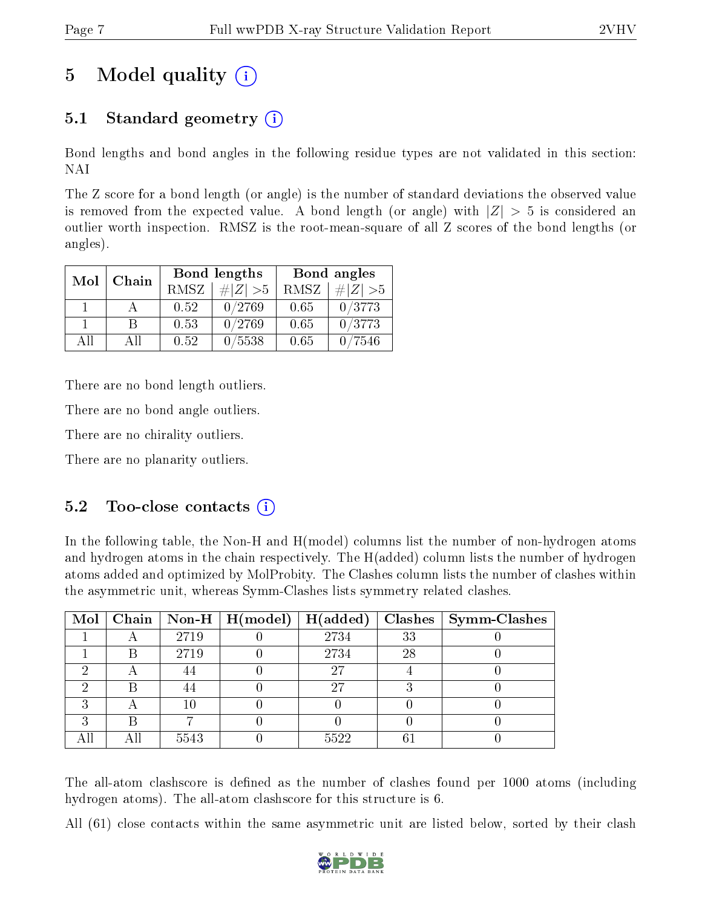# 5 Model quality

## 5.1 Standard geometry

Bond lengths and bond angles in the following residue types are not validated in this section: NAI

The Z score for a bond length (or angle) is the number of standard deviations the observed value is removed from the expected value. A bond length (or angle) with $|Z| > 5$ is considered an outlier worth inspection. RMSZ is the root-mean-square of all Z scores of the bond lengths (or angles).

| Mol | Chain | Bond lengths | | Bond angles | |
|---|---|---|---|---|---|
| | | RMSZ | $\#\|Z\| > 5$ | RMSZ | $\#\|Z\| > 5$ |
| 1 | A | 0.52 | 0/2769 | 0.65 | 0/3773 |
| 1 | B | 0.53 | 0/2769 | 0.65 | 0/3773 |
| All | All | 0.52 | 0/5538 | 0.65 | 0/7546 |

There are no bond length outliers.

There are no bond angle outliers.

There are no chirality outliers.

There are no planarity outliers.

## 5.2 Too-close contacts

In the following table, the Non-H and H(model) columns list the number of non-hydrogen atoms and hydrogen atoms in the chain respectively. The H(added) column lists the number of hydrogen atoms added and optimized by MolProbity. The Clashes column lists the number of clashes within the asymmetric unit, whereas Symm-Clashes lists symmetry related clashes.

| Mol | Chain | Non-H | H(model) | H(added) | Clashes | Symm-Clashes |
|---|---|---|---|---|---|---|
| 1 | A | 2719 | 0 | 2734 | 33 | 0 |
| 1 | B | 2719 | 0 | 2734 | 28 | 0 |
| 2 | A | 44 | 0 | 27 | 4 | 0 |
| 2 | B | 44 | 0 | 27 | 3 | 0 |
| 3 | A | 10 | 0 | 0 | 0 | 0 |
| 3 | B | 7 | 0 | 0 | 0 | 0 |
| All | All | 5543 | 0 | 5522 | 61 | 0 |

The all-atom clashscore is defined as the number of clashes found per 1000 atoms (including hydrogen atoms). The all-atom clashscore for this structure is 6.

All (61) close contacts within the same asymmetric unit are listed below, sorted by their clash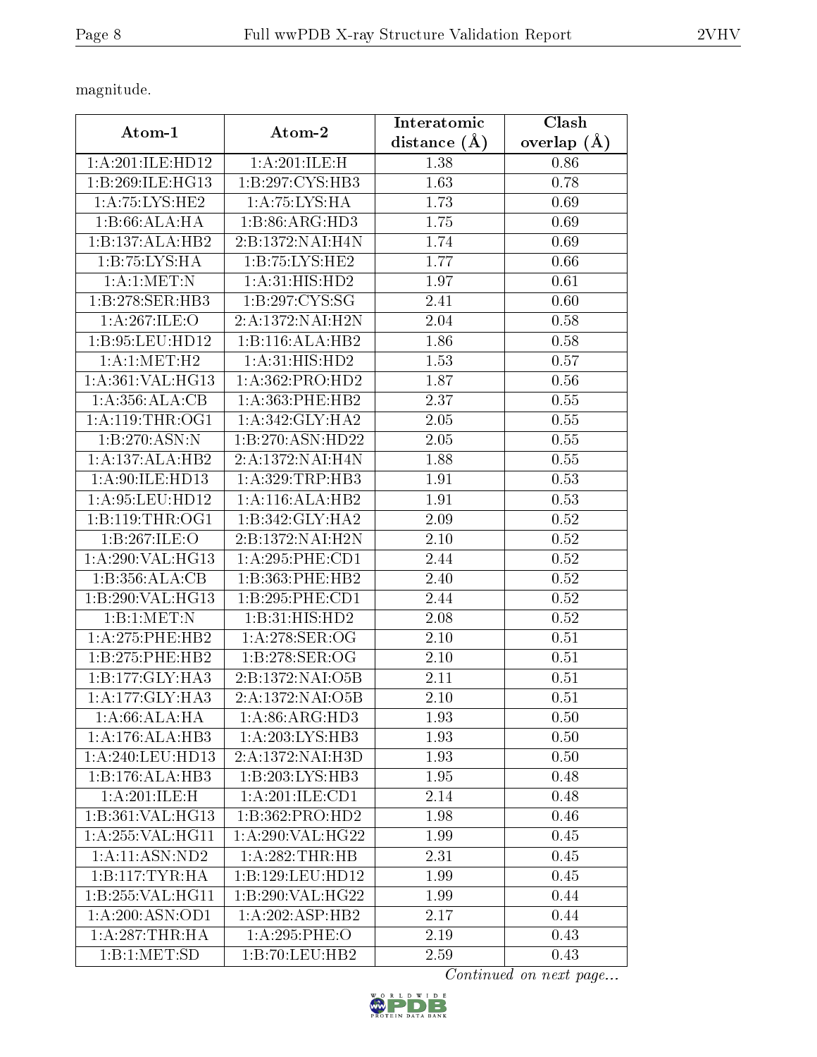magnitude.

| Atom-1 | Atom-2 | Interatomic distance (Å) | Clash overlap (Å) |
|---|---|---|---|
| 1:A:201:ILE:HD12 | 1:A:201:ILE:H | 1.38 | 0.86 |
| 1:B:269:ILE:HG13 | 1:B:297:CYS:HB3 | 1.63 | 0.78 |
| 1:A:75:LYS:HE2 | 1:A:75:LYS:HA | 1.73 | 0.69 |
| 1:B:66:ALA:HA | 1:B:86:ARG:HD3 | 1.75 | 0.69 |
| 1:B:137:ALA:HB2 | 2:B:1372:NAI:H4N | 1.74 | 0.69 |
| 1:B:75:LYS:HA | 1:B:75:LYS:HE2 | 1.77 | 0.66 |
| 1:A:1:MET:N | 1:A:31:HIS:HD2 | 1.97 | 0.61 |
| 1:B:278:SER:HB3 | 1:B:297:CYS:SG | 2.41 | 0.60 |
| 1:A:267:ILE:O | 2:A:1372:NAI:H2N | 2.04 | 0.58 |
| 1:B:95:LEU:HD12 | 1:B:116:ALA:HB2 | 1.86 | 0.58 |
| 1:A:1:MET:H2 | 1:A:31:HIS:HD2 | 1.53 | 0.57 |
| 1:A:361:VAL:HG13 | 1:A:362:PRO:HD2 | 1.87 | 0.56 |
| 1:A:356:ALA:CB | 1:A:363:PHE:HB2 | 2.37 | 0.55 |
| 1:A:119:THR:OG1 | 1:A:342:GLY:HA2 | 2.05 | 0.55 |
| 1:B:270:ASN:N | 1:B:270:ASN:HD22 | 2.05 | 0.55 |
| 1:A:137:ALA:HB2 | 2:A:1372:NAI:H4N | 1.88 | 0.55 |
| 1:A:90:ILE:HD13 | 1:A:329:TRP:HB3 | 1.91 | 0.53 |
| 1:A:95:LEU:HD12 | 1:A:116:ALA:HB2 | 1.91 | 0.53 |
| 1:B:119:THR:OG1 | 1:B:342:GLY:HA2 | 2.09 | 0.52 |
| 1:B:267:ILE:O | 2:B:1372:NAI:H2N | 2.10 | 0.52 |
| 1:A:290:VAL:HG13 | 1:A:295:PHE:CD1 | 2.44 | 0.52 |
| 1:B:356:ALA:CB | 1:B:363:PHE:HB2 | 2.40 | 0.52 |
| 1:B:290:VAL:HG13 | 1:B:295:PHE:CD1 | 2.44 | 0.52 |
| 1:B:1:MET:N | 1:B:31:HIS:HD2 | 2.08 | 0.52 |
| 1:A:275:PHE:HB2 | 1:A:278:SER:OG | 2.10 | 0.51 |
| 1:B:275:PHE:HB2 | 1:B:278:SER:OG | 2.10 | 0.51 |
| 1:B:177:GLY:HA3 | 2:B:1372:NAI:O5B | 2.11 | 0.51 |
| 1:A:177:GLY:HA3 | 2:A:1372:NAI:O5B | 2.10 | 0.51 |
| 1:A:66:ALA:HA | 1:A:86:ARG:HD3 | 1.93 | 0.50 |
| 1:A:176:ALA:HB3 | 1:A:203:LYS:HB3 | 1.93 | 0.50 |
| 1:A:240:LEU:HD13 | 2:A:1372:NAI:H3D | 1.93 | 0.50 |
| 1:B:176:ALA:HB3 | 1:B:203:LYS:HB3 | 1.95 | 0.48 |
| 1:A:201:ILE:H | 1:A:201:ILE:CD1 | 2.14 | 0.48 |
| 1:B:361:VAL:HG13 | 1:B:362:PRO:HD2 | 1.98 | 0.46 |
| 1:A:255:VAL:HG11 | 1:A:290:VAL:HG22 | 1.99 | 0.45 |
| 1:A:11:ASN:ND2 | 1:A:282:THR:HB | 2.31 | 0.45 |
| 1:B:117:TYR:HA | 1:B:129:LEU:HD12 | 1.99 | 0.45 |
| 1:B:255:VAL:HG11 | 1:B:290:VAL:HG22 | 1.99 | 0.44 |
| 1:A:200:ASN:OD1 | 1:A:202:ASP:HB2 | 2.17 | 0.44 |
| 1:A:287:THR:HA | 1:A:295:PHE:O | 2.19 | 0.43 |
| 1:B:1:MET:SD | 1:B:70:LEU:HB2 | 2.59 | 0.43 |

*Continued on next page...*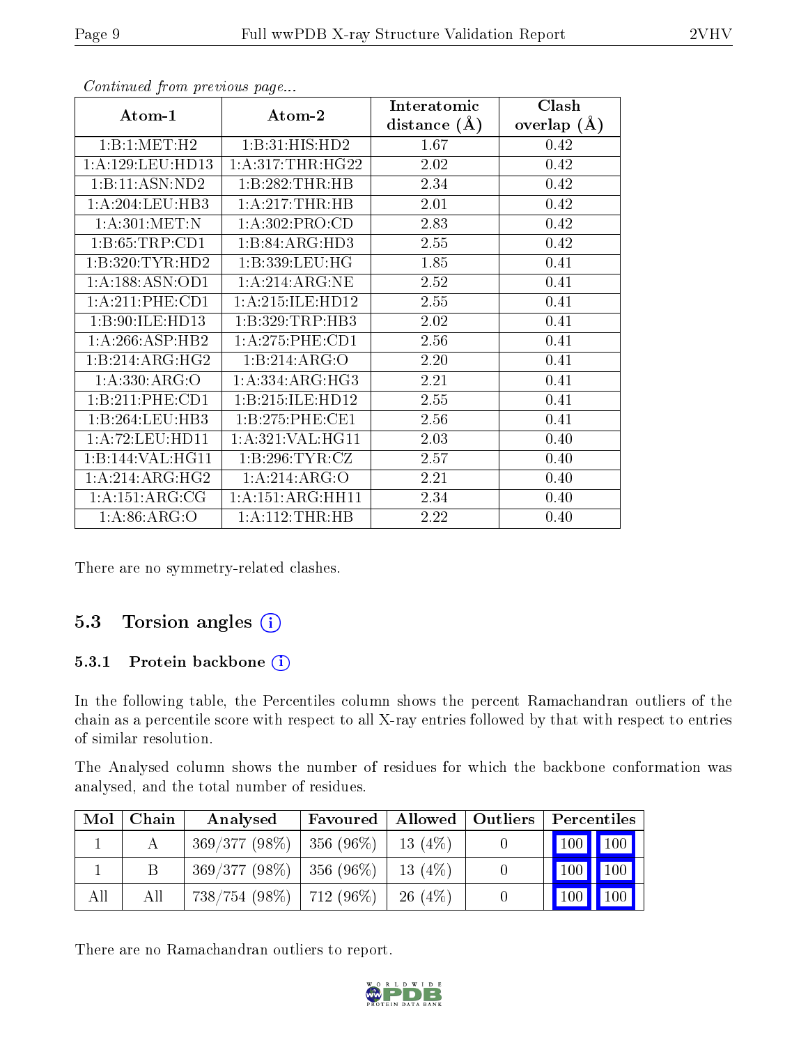*Continued from previous page...*

| Atom-1 | Atom-2 | Interatomic distance (Å) | Clash overlap (Å) |
| --- | --- | --- | --- |
| 1:B:1:MET:H2 | 1:B:31:HIS:HD2 | 1.67 | 0.42 |
| 1:A:129:LEU:HD13 | 1:A:317:THR:HG22 | 2.02 | 0.42 |
| 1:B:11:ASN:ND2 | 1:B:282:THR:HB | 2.34 | 0.42 |
| 1:A:204:LEU:HB3 | 1:A:217:THR:HB | 2.01 | 0.42 |
| 1:A:301:MET:N | 1:A:302:PRO:CD | 2.83 | 0.42 |
| 1:B:65:TRP:CD1 | 1:B:84:ARG:HD3 | 2.55 | 0.42 |
| 1:B:320:TYR:HD2 | 1:B:339:LEU:HG | 1.85 | 0.41 |
| 1:A:188:ASN:OD1 | 1:A:214:ARG:NE | 2.52 | 0.41 |
| 1:A:211:PHE:CD1 | 1:A:215:ILE:HD12 | 2.55 | 0.41 |
| 1:B:90:ILE:HD13 | 1:B:329:TRP:HB3 | 2.02 | 0.41 |
| 1:A:266:ASP:HB2 | 1:A:275:PHE:CD1 | 2.56 | 0.41 |
| 1:B:214:ARG:HG2 | 1:B:214:ARG:O | 2.20 | 0.41 |
| 1:A:330:ARG:O | 1:A:334:ARG:HG3 | 2.21 | 0.41 |
| 1:B:211:PHE:CD1 | 1:B:215:ILE:HD12 | 2.55 | 0.41 |
| 1:B:264:LEU:HB3 | 1:B:275:PHE:CE1 | 2.56 | 0.41 |
| 1:A:72:LEU:HD11 | 1:A:321:VAL:HG11 | 2.03 | 0.40 |
| 1:B:144:VAL:HG11 | 1:B:296:TYR:CZ | 2.57 | 0.40 |
| 1:A:214:ARG:HG2 | 1:A:214:ARG:O | 2.21 | 0.40 |
| 1:A:151:ARG:CG | 1:A:151:ARG:HH11 | 2.34 | 0.40 |
| 1:A:86:ARG:O | 1:A:112:THR:HB | 2.22 | 0.40 |

There are no symmetry-related clashes.

## 5.3 Torsion angles

### 5.3.1 Protein backbone

In the following table, the Percentiles column shows the percent Ramachandran outliers of the chain as a percentile score with respect to all X-ray entries followed by that with respect to entries of similar resolution.

The Analysed column shows the number of residues for which the backbone conformation was analysed, and the total number of residues.

| Mol | Chain | Analysed | Favoured | Allowed | Outliers | Percentiles | |
| --- | --- | --- | --- | --- | --- | --- | --- |
| 1 | A | 369/377 (98%) | 356 (96%) | 13 (4%) | 0 | 100 | 100 |
| 1 | B | 369/377 (98%) | 356 (96%) | 13 (4%) | 0 | 100 | 100 |
| All | All | 738/754 (98%) | 712 (96%) | 26 (4%) | 0 | 100 | 100 |

There are no Ramachandran outliers to report.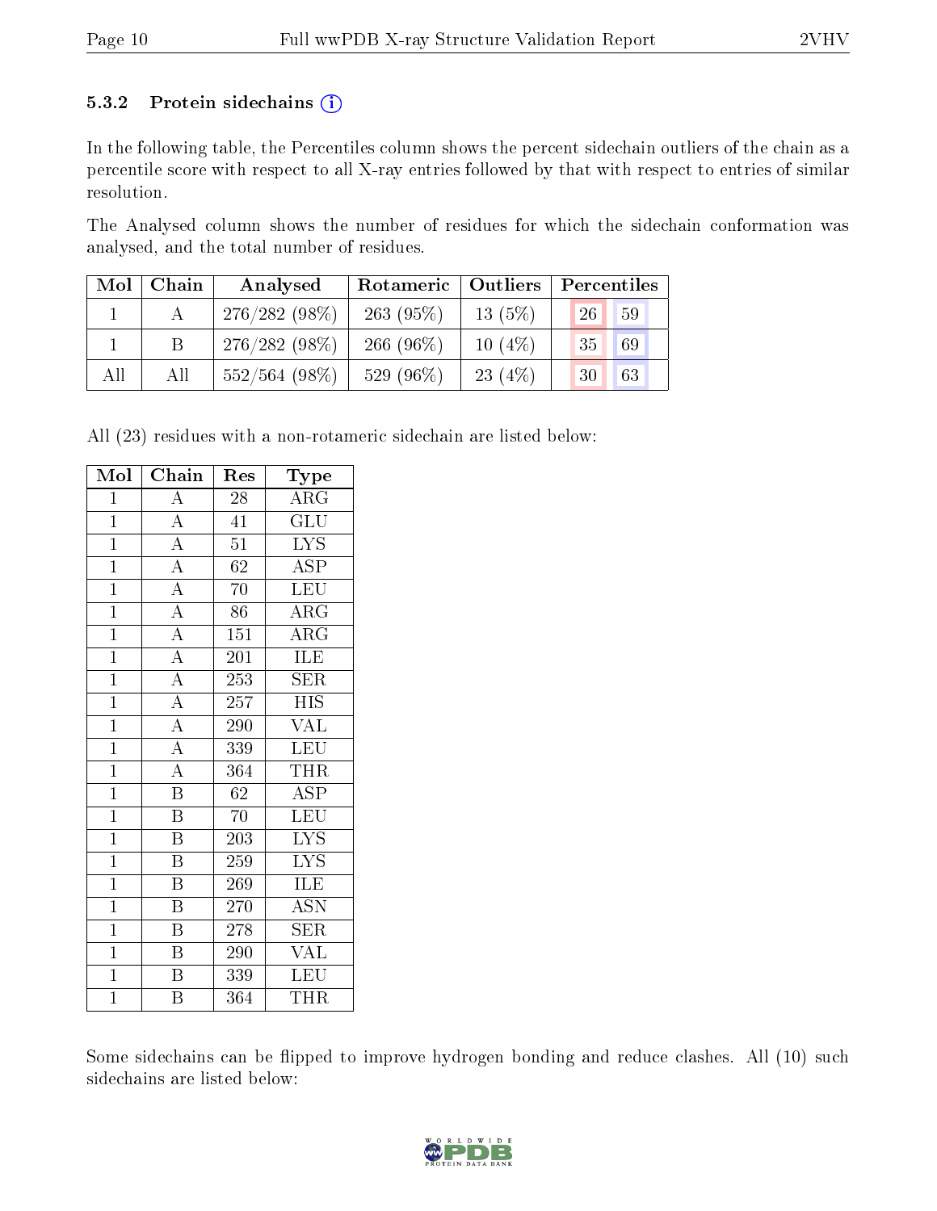### 5.3.2 Protein sidechains ⓘ

In the following table, the Percentiles column shows the percent sidechain outliers of the chain as a percentile score with respect to all X-ray entries followed by that with respect to entries of similar resolution.

The Analysed column shows the number of residues for which the sidechain conformation was analysed, and the total number of residues.

| Mol | Chain | Analysed | Rotameric | Outliers | Percentiles | |
|---|---|---|---|---|---|---|
| 1 | A | 276/282 (98%) | 263 (95%) | 13 (5%) | 26 | 59 |
| 1 | B | 276/282 (98%) | 266 (96%) | 10 (4%) | 35 | 69 |
| All | All | 552/564 (98%) | 529 (96%) | 23 (4%) | 30 | 63 |

All (23) residues with a non-rotameric sidechain are listed below:

| Mol | Chain | Res | Type |
|---|---|---|---|
| 1 | A | 28 | ARG |
| 1 | A | 41 | GLU |
| 1 | A | 51 | LYS |
| 1 | A | 62 | ASP |
| 1 | A | 70 | LEU |
| 1 | A | 86 | ARG |
| 1 | A | 151 | ARG |
| 1 | A | 201 | ILE |
| 1 | A | 253 | SER |
| 1 | A | 257 | HIS |
| 1 | A | 290 | VAL |
| 1 | A | 339 | LEU |
| 1 | A | 364 | THR |
| 1 | B | 62 | ASP |
| 1 | B | 70 | LEU |
| 1 | B | 203 | LYS |
| 1 | B | 259 | LYS |
| 1 | B | 269 | ILE |
| 1 | B | 270 | ASN |
| 1 | B | 278 | SER |
| 1 | B | 290 | VAL |
| 1 | B | 339 | LEU |
| 1 | B | 364 | THR |

Some sidechains can be flipped to improve hydrogen bonding and reduce clashes. All (10) such sidechains are listed below: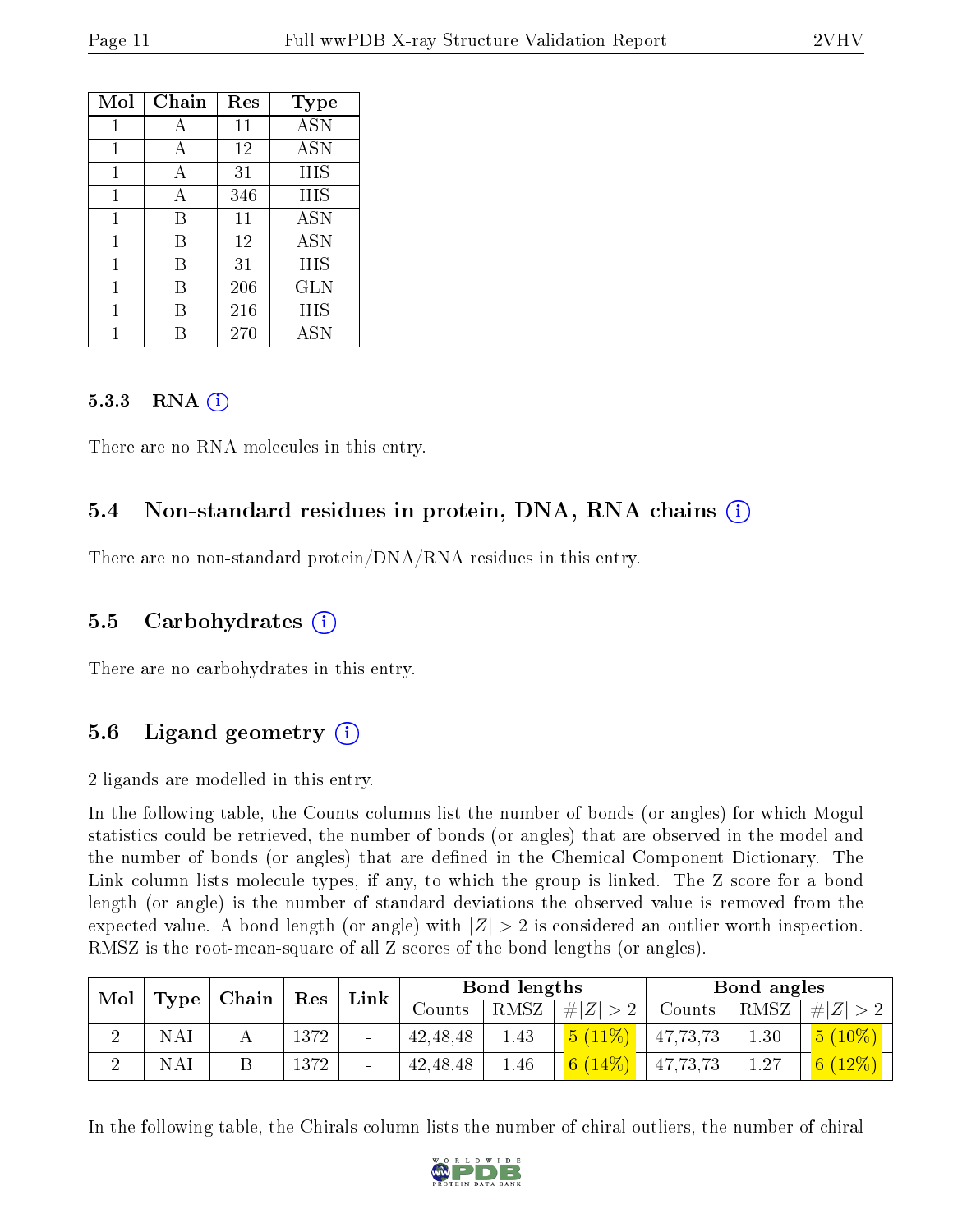| Mol | Chain | Res | Type |
|---|---|---|---|
| 1 | A | 11 | ASN |
| 1 | A | 12 | ASN |
| 1 | A | 31 | HIS |
| 1 | A | 346 | HIS |
| 1 | B | 11 | ASN |
| 1 | B | 12 | ASN |
| 1 | B | 31 | HIS |
| 1 | B | 206 | GLN |
| 1 | B | 216 | HIS |
| 1 | B | 270 | ASN |

### 5.3.3 RNA ⓘ

There are no RNA molecules in this entry.

## 5.4 Non-standard residues in protein, DNA, RNA chains ⓘ

There are no non-standard protein/DNA/RNA residues in this entry.

## 5.5 Carbohydrates ⓘ

There are no carbohydrates in this entry.

## 5.6 Ligand geometry ⓘ

2 ligands are modelled in this entry.

In the following table, the Counts columns list the number of bonds (or angles) for which Mogul statistics could be retrieved, the number of bonds (or angles) that are observed in the model and the number of bonds (or angles) that are defined in the Chemical Component Dictionary. The Link column lists molecule types, if any, to which the group is linked. The Z score for a bond length (or angle) is the number of standard deviations the observed value is removed from the expected value. A bond length (or angle) with $|Z| > 2$ is considered an outlier worth inspection. RMSZ is the root-mean-square of all Z scores of the bond lengths (or angles).

| Mol | Type | Chain | Res | Link | Bond lengths | | | Bond angles | | |
|---|---|---|---|---|---|---|---|---|---|---|
| | | | | | Counts | RMSZ | #\|Z\| > 2 | Counts | RMSZ | #\|Z\| > 2 |
| 2 | NAI | A | 1372 | - | 42,48,48 | 1.43 | 5 (11%) | 47,73,73 | 1.30 | 5 (10%) |
| 2 | NAI | B | 1372 | - | 42,48,48 | 1.46 | 6 (14%) | 47,73,73 | 1.27 | 6 (12%) |

In the following table, the Chirals column lists the number of chiral outliers, the number of chiral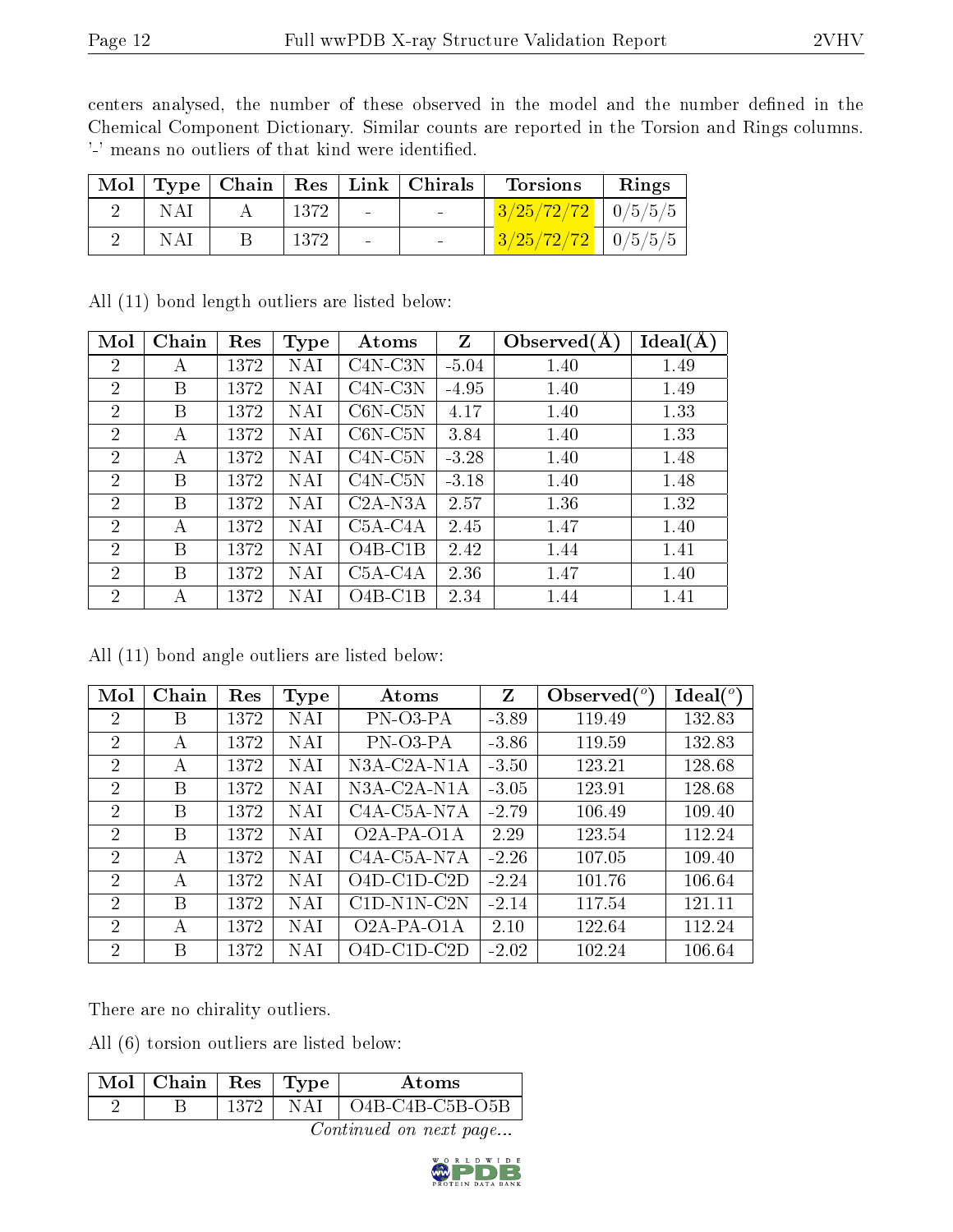centers analysed, the number of these observed in the model and the number defined in the Chemical Component Dictionary. Similar counts are reported in the Torsion and Rings columns. '-' means no outliers of that kind were identified.

| Mol | Type | Chain | Res | Link | Chirals | Torsions | Rings |
|---|---|---|---|---|---|---|---|
| 2 | NAI | A | 1372 | - | - | 3/25/72/72 | 0/5/5/5 |
| 2 | NAI | B | 1372 | - | - | 3/25/72/72 | 0/5/5/5 |

All (11) bond length outliers are listed below:

| Mol | Chain | Res | Type | Atoms | Z | Observed(Å) | Ideal(Å) |
|---|---|---|---|---|---|---|---|
| 2 | A | 1372 | NAI | C4N-C3N | -5.04 | 1.40 | 1.49 |
| 2 | B | 1372 | NAI | C4N-C3N | -4.95 | 1.40 | 1.49 |
| 2 | B | 1372 | NAI | C6N-C5N | 4.17 | 1.40 | 1.33 |
| 2 | A | 1372 | NAI | C6N-C5N | 3.84 | 1.40 | 1.33 |
| 2 | A | 1372 | NAI | C4N-C5N | -3.28 | 1.40 | 1.48 |
| 2 | B | 1372 | NAI | C4N-C5N | -3.18 | 1.40 | 1.48 |
| 2 | B | 1372 | NAI | C2A-N3A | 2.57 | 1.36 | 1.32 |
| 2 | A | 1372 | NAI | C5A-C4A | 2.45 | 1.47 | 1.40 |
| 2 | B | 1372 | NAI | O4B-C1B | 2.42 | 1.44 | 1.41 |
| 2 | B | 1372 | NAI | C5A-C4A | 2.36 | 1.47 | 1.40 |
| 2 | A | 1372 | NAI | O4B-C1B | 2.34 | 1.44 | 1.41 |

All (11) bond angle outliers are listed below:

| Mol | Chain | Res | Type | Atoms | Z | Observed(°) | Ideal(°) |
|---|---|---|---|---|---|---|---|
| 2 | B | 1372 | NAI | PN-O3-PA | -3.89 | 119.49 | 132.83 |
| 2 | A | 1372 | NAI | PN-O3-PA | -3.86 | 119.59 | 132.83 |
| 2 | A | 1372 | NAI | N3A-C2A-N1A | -3.50 | 123.21 | 128.68 |
| 2 | B | 1372 | NAI | N3A-C2A-N1A | -3.05 | 123.91 | 128.68 |
| 2 | B | 1372 | NAI | C4A-C5A-N7A | -2.79 | 106.49 | 109.40 |
| 2 | B | 1372 | NAI | O2A-PA-O1A | 2.29 | 123.54 | 112.24 |
| 2 | A | 1372 | NAI | C4A-C5A-N7A | -2.26 | 107.05 | 109.40 |
| 2 | A | 1372 | NAI | O4D-C1D-C2D | -2.24 | 101.76 | 106.64 |
| 2 | B | 1372 | NAI | C1D-N1N-C2N | -2.14 | 117.54 | 121.11 |
| 2 | A | 1372 | NAI | O2A-PA-O1A | 2.10 | 122.64 | 112.24 |
| 2 | B | 1372 | NAI | O4D-C1D-C2D | -2.02 | 102.24 | 106.64 |

There are no chirality outliers.

All (6) torsion outliers are listed below:

| Mol | Chain | Res | Type | Atoms |
|---|---|---|---|---|
| 2 | B | 1372 | NAI | O4B-C4B-C5B-O5B |

*Continued on next page...*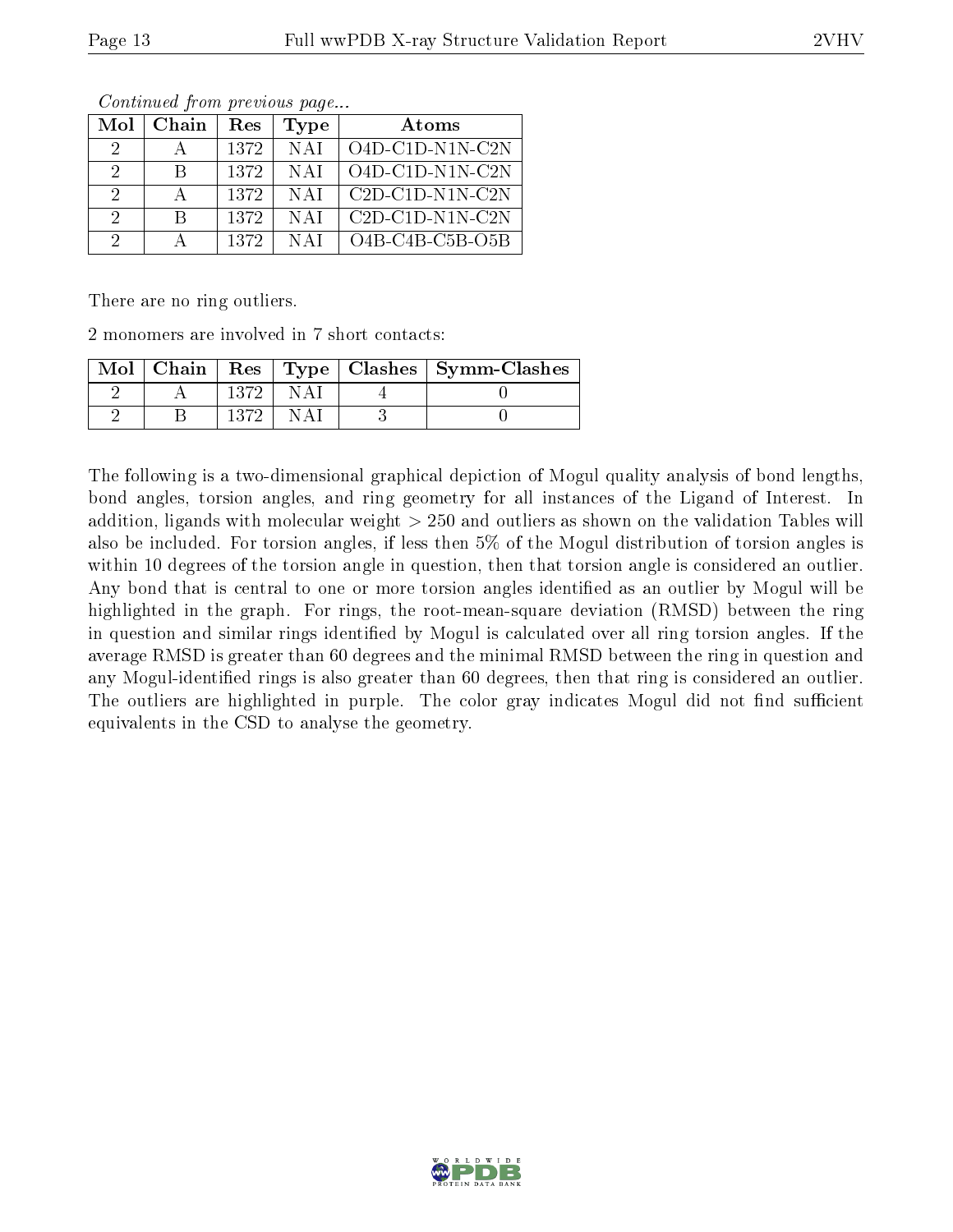*Continued from previous page...*

| Mol | Chain | Res | Type | Atoms |
|---|---|---|---|---|
| 2 | A | 1372 | NAI | O4D-C1D-N1N-C2N |
| 2 | B | 1372 | NAI | O4D-C1D-N1N-C2N |
| 2 | A | 1372 | NAI | C2D-C1D-N1N-C2N |
| 2 | B | 1372 | NAI | C2D-C1D-N1N-C2N |
| 2 | A | 1372 | NAI | O4B-C4B-C5B-O5B |

There are no ring outliers.

2 monomers are involved in 7 short contacts:

| Mol | Chain | Res | Type | Clashes | Symm-Clashes |
|---|---|---|---|---|---|
| 2 | A | 1372 | NAI | 4 | 0 |
| 2 | B | 1372 | NAI | 3 | 0 |

The following is a two-dimensional graphical depiction of Mogul quality analysis of bond lengths, bond angles, torsion angles, and ring geometry for all instances of the Ligand of Interest. In addition, ligands with molecular weight > 250 and outliers as shown on the validation Tables will also be included. For torsion angles, if less then 5% of the Mogul distribution of torsion angles is within 10 degrees of the torsion angle in question, then that torsion angle is considered an outlier. Any bond that is central to one or more torsion angles identified as an outlier by Mogul will be highlighted in the graph. For rings, the root-mean-square deviation (RMSD) between the ring in question and similar rings identified by Mogul is calculated over all ring torsion angles. If the average RMSD is greater than 60 degrees and the minimal RMSD between the ring in question and any Mogul-identified rings is also greater than 60 degrees, then that ring is considered an outlier. The outliers are highlighted in purple. The color gray indicates Mogul did not find sufficient equivalents in the CSD to analyse the geometry.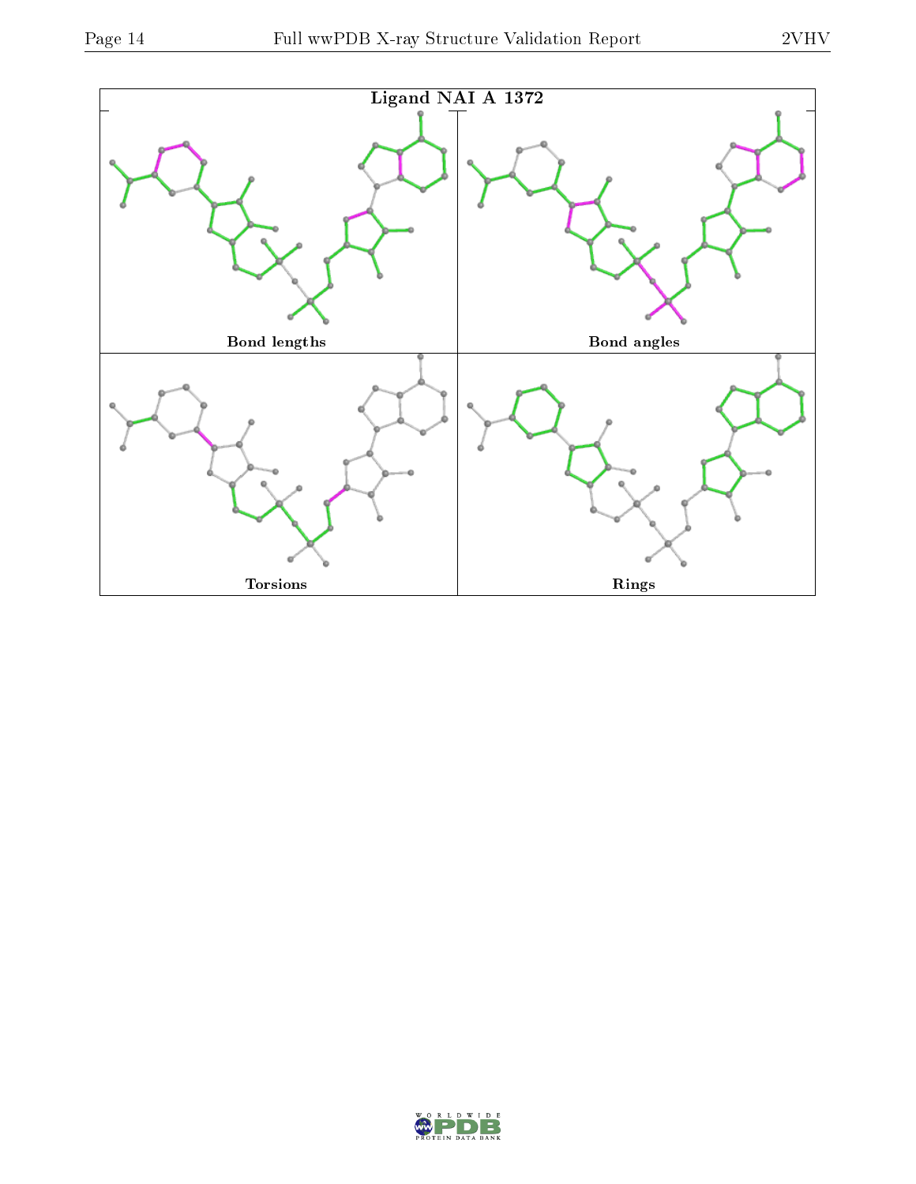**Ligand NAI A 1372**

| Bond lengths | Bond angles |
| --- | --- |
| Torsions | Rings |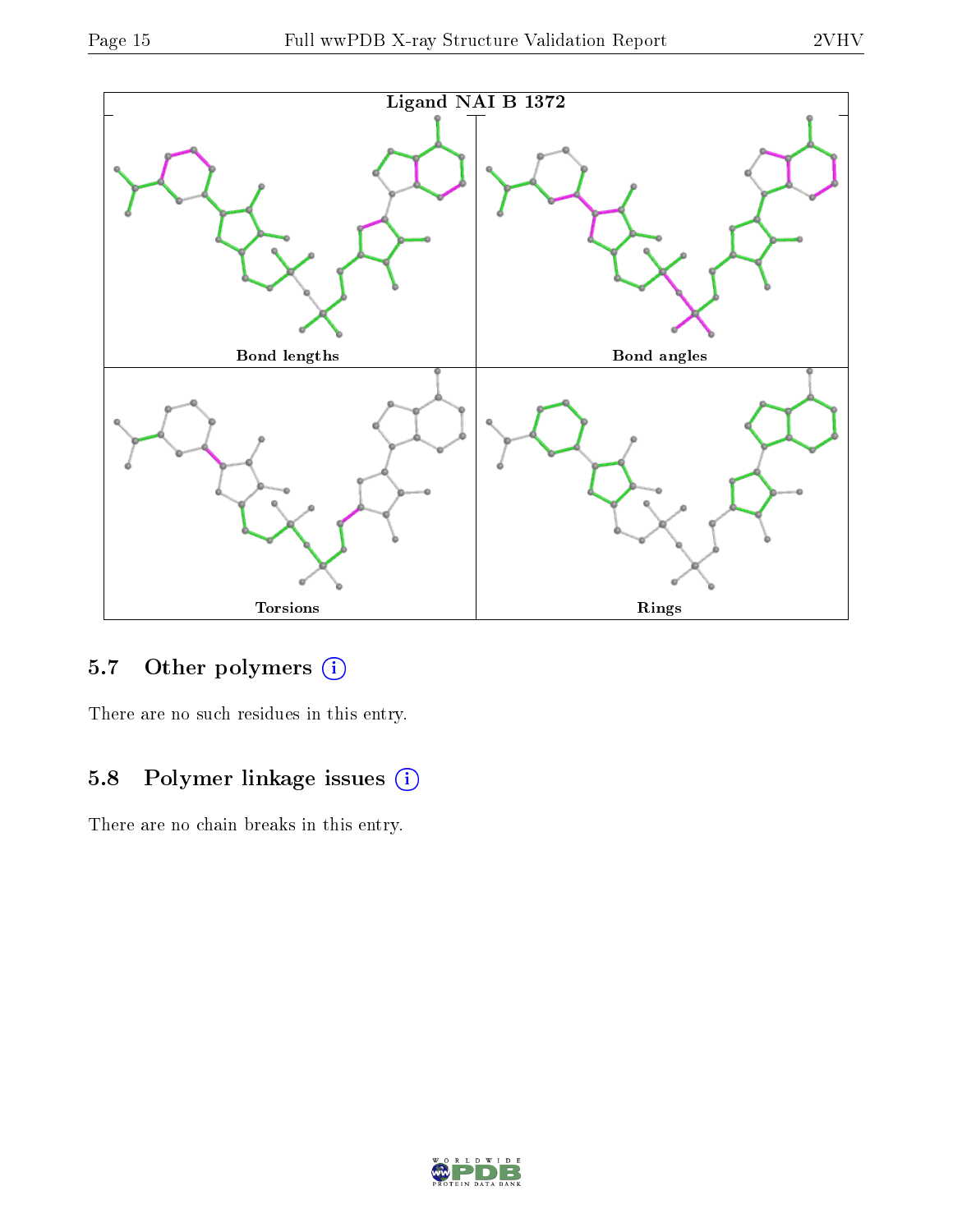Ligand NAI B 1372

Bond lengths | Bond angles

Torsions | Rings

## 5.7 Other polymers

There are no such residues in this entry.

## 5.8 Polymer linkage issues

There are no chain breaks in this entry.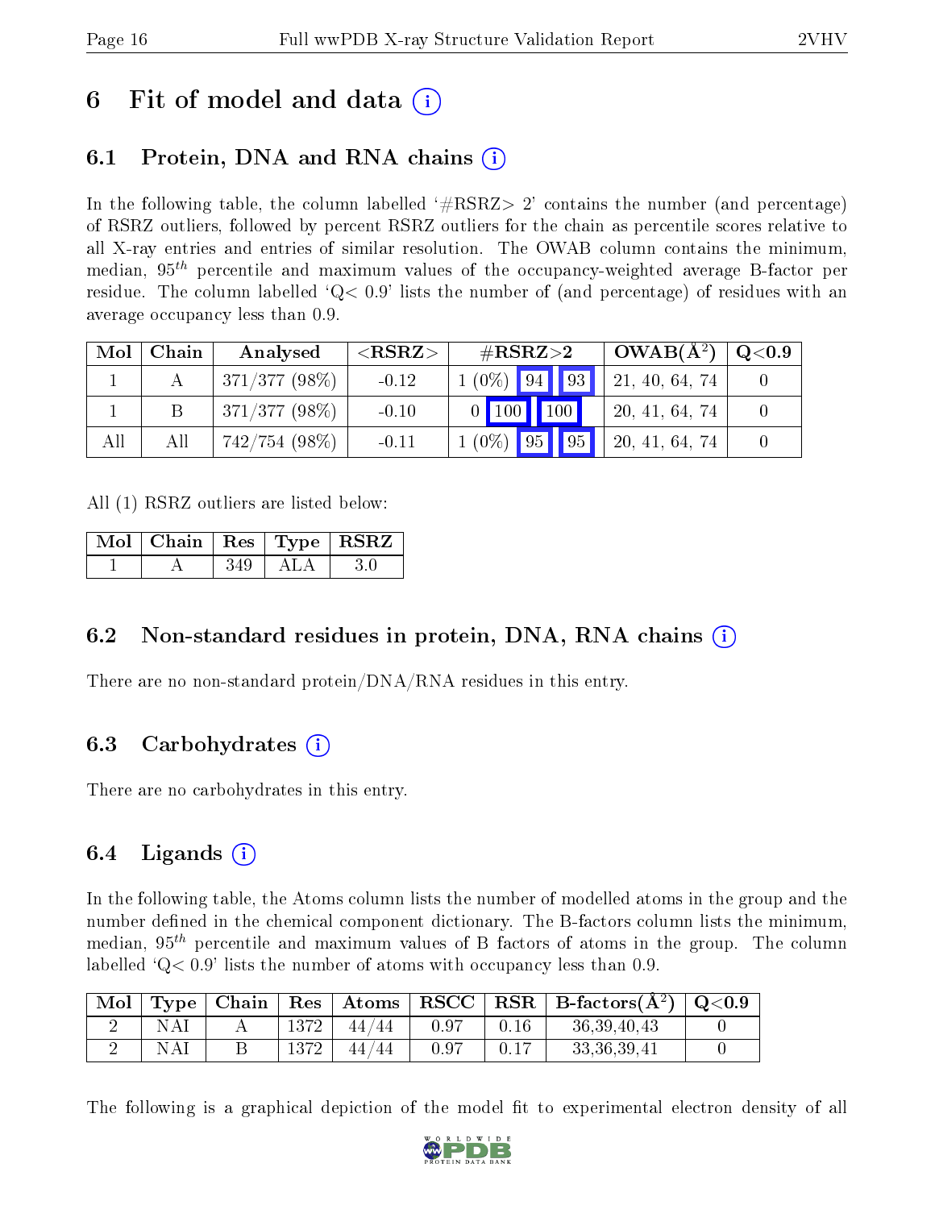# 6 Fit of model and data (i)

## 6.1 Protein, DNA and RNA chains (i)

In the following table, the column labelled '#RSRZ> 2' contains the number (and percentage) of RSRZ outliers, followed by percent RSRZ outliers for the chain as percentile scores relative to all X-ray entries and entries of similar resolution. The OWAB column contains the minimum, median, $95^{th}$ percentile and maximum values of the occupancy-weighted average B-factor per residue. The column labelled 'Q< 0.9' lists the number of (and percentage) of residues with an average occupancy less than 0.9.

| Mol | Chain | Analysed | <RSRZ> | #RSRZ>2 | | | OWAB(Å$^2$) | Q<0.9 |
|---|---|---|---|---|---|---|---|---|
| 1 | A | 371/377 (98%) | -0.12 | 1 (0%) | 94 | 93 | 21, 40, 64, 74 | 0 |
| 1 | B | 371/377 (98%) | -0.10 | 0 | 100 | 100 | 20, 41, 64, 74 | 0 |
| All | All | 742/754 (98%) | -0.11 | 1 (0%) | 95 | 95 | 20, 41, 64, 74 | 0 |

All (1) RSRZ outliers are listed below:

| Mol | Chain | Res | Type | RSRZ |
|---|---|---|---|---|
| 1 | A | 349 | ALA | 3.0 |

## 6.2 Non-standard residues in protein, DNA, RNA chains (i)

There are no non-standard protein/DNA/RNA residues in this entry.

## 6.3 Carbohydrates (i)

There are no carbohydrates in this entry.

## 6.4 Ligands (i)

In the following table, the Atoms column lists the number of modelled atoms in the group and the number defined in the chemical component dictionary. The B-factors column lists the minimum, median, $95^{th}$ percentile and maximum values of B factors of atoms in the group. The column labelled 'Q< 0.9' lists the number of atoms with occupancy less than 0.9.

| Mol | Type | Chain | Res | Atoms | RSCC | RSR | B-factors(Å$^2$) | Q<0.9 |
|---|---|---|---|---|---|---|---|---|
| 2 | NAI | A | 1372 | 44/44 | 0.97 | 0.16 | 36,39,40,43 | 0 |
| 2 | NAI | B | 1372 | 44/44 | 0.97 | 0.17 | 33,36,39,41 | 0 |

The following is a graphical depiction of the model fit to experimental electron density of all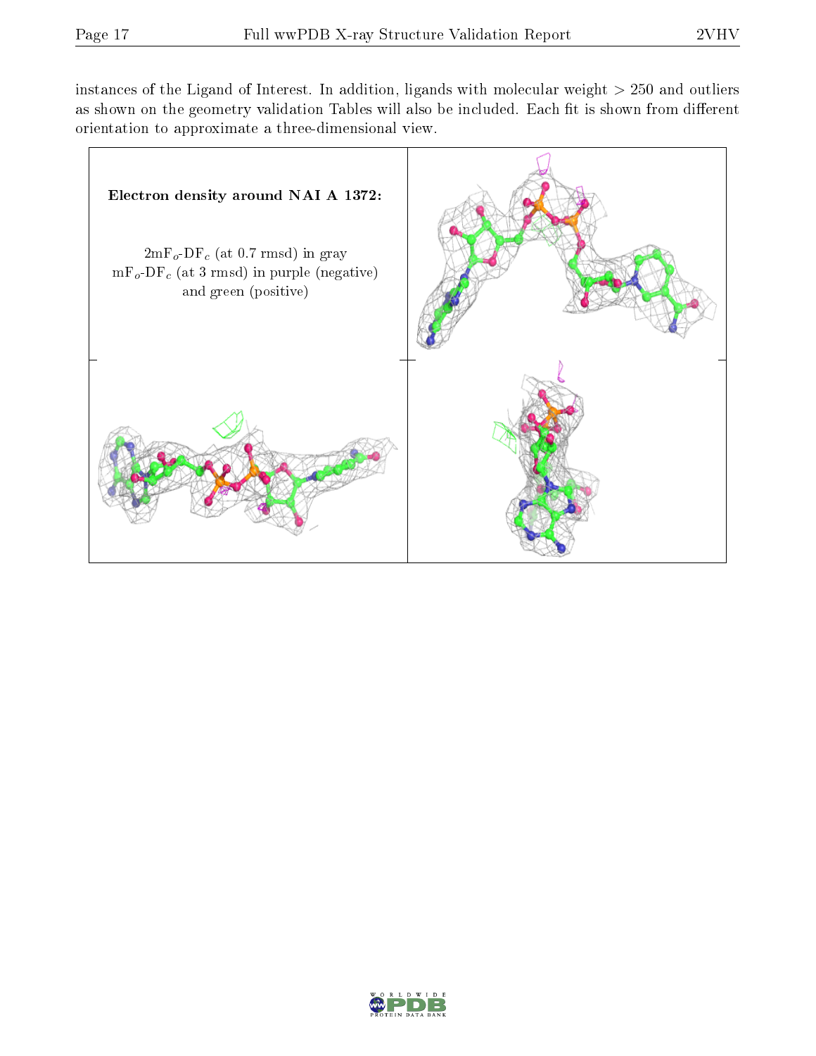instances of the Ligand of Interest. In addition, ligands with molecular weight > 250 and outliers as shown on the geometry validation Tables will also be included. Each fit is shown from different orientation to approximate a three-dimensional view.

**Electron density around NAI A 1372:**

$2mF_o$-$DF_c$ (at 0.7 rmsd) in gray
$mF_o$-$DF_c$ (at 3 rmsd) in purple (negative) and green (positive)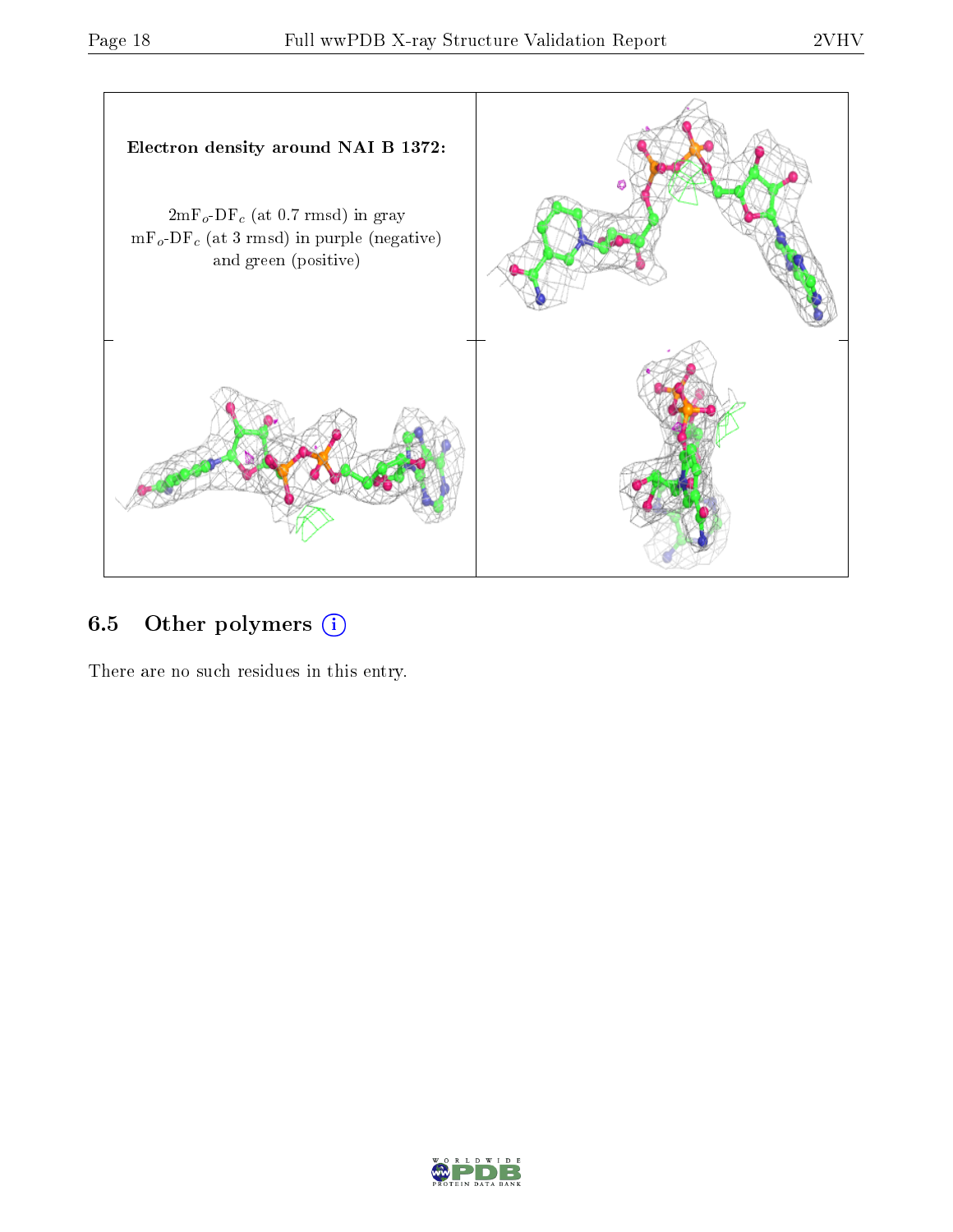**Electron density around NAI B 1372:**

$2mF_o$-$DF_c$ (at 0.7 rmsd) in gray
$mF_o$-$DF_c$ (at 3 rmsd) in purple (negative)
and green (positive)

## 6.5 Other polymers

There are no such residues in this entry.